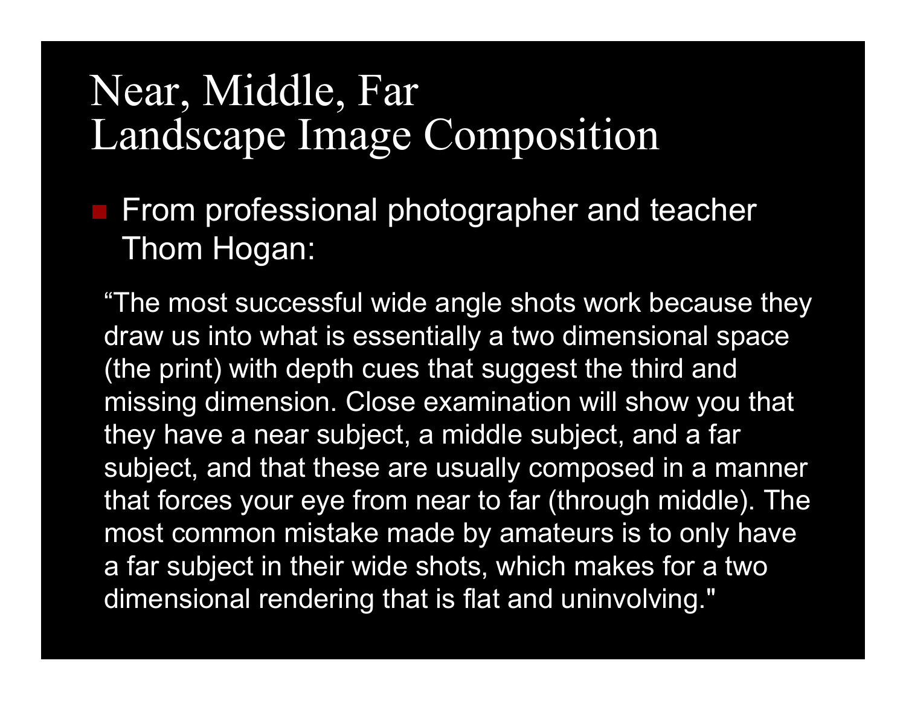# Near, Middle, Far
# Landscape Image Composition

- From professional photographer and teacher Thom Hogan:

“The most successful wide angle shots work because they draw us into what is essentially a two dimensional space (the print) with depth cues that suggest the third and missing dimension. Close examination will show you that they have a near subject, a middle subject, and a far subject, and that these are usually composed in a manner that forces your eye from near to far (through middle). The most common mistake made by amateurs is to only have a far subject in their wide shots, which makes for a two dimensional rendering that is flat and uninvolving."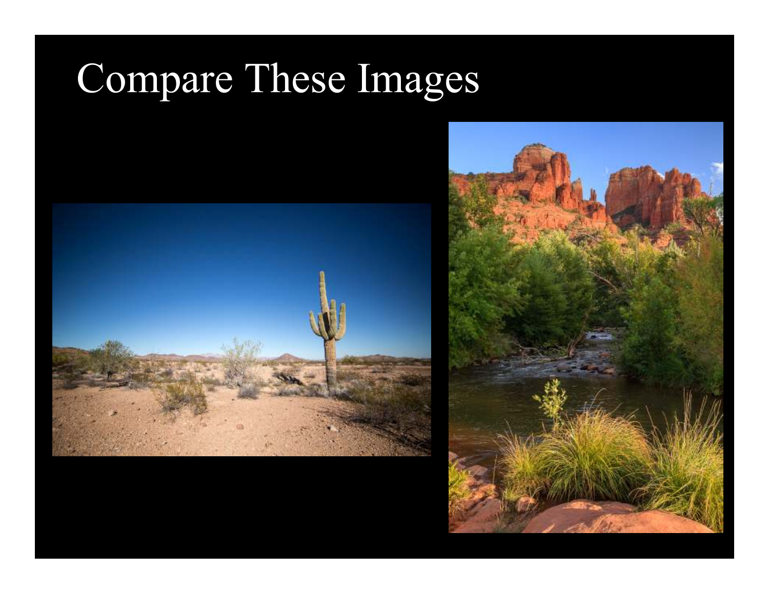# Compare These Images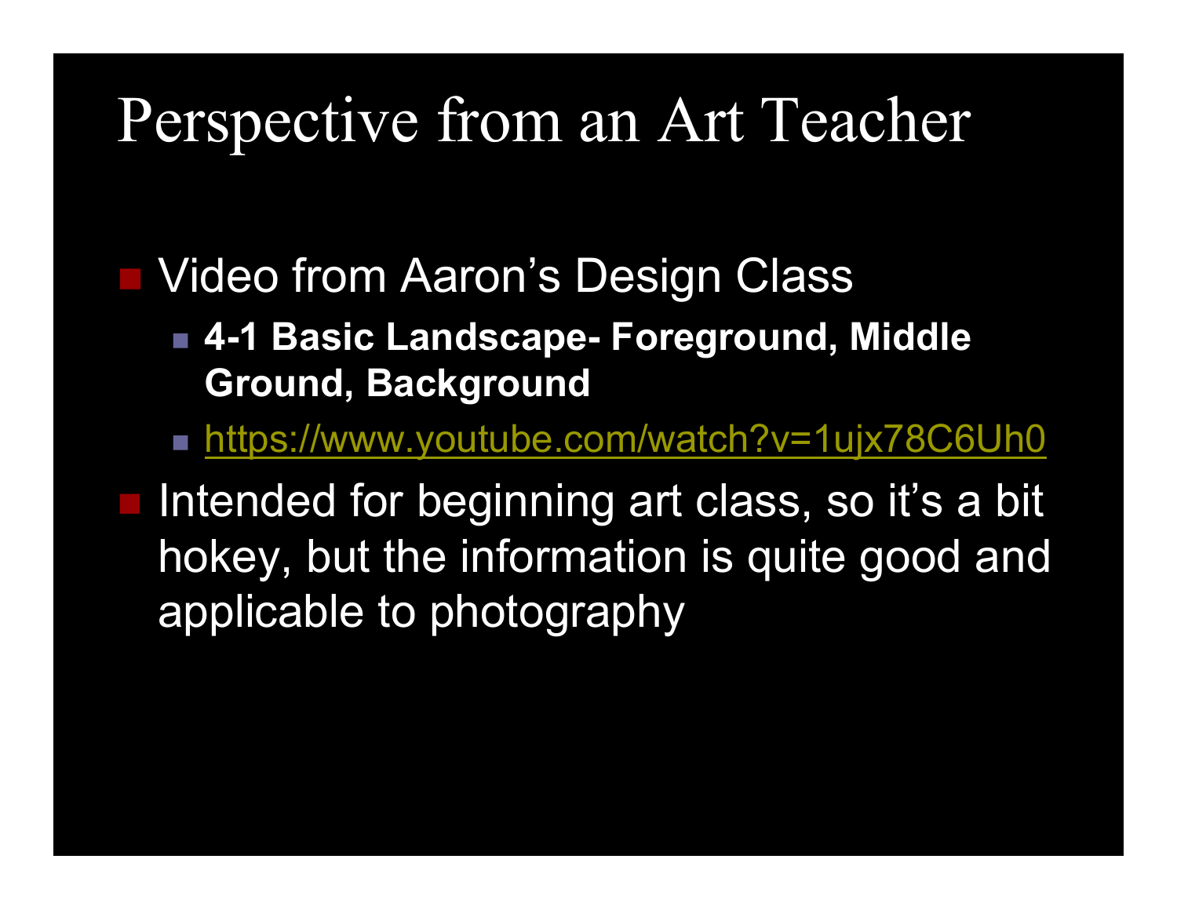# Perspective from an Art Teacher

- Video from Aaron's Design Class
  - **4-1 Basic Landscape- Foreground, Middle Ground, Background**
  - https://www.youtube.com/watch?v=1ujx78C6Uh0
- Intended for beginning art class, so it's a bit hokey, but the information is quite good and applicable to photography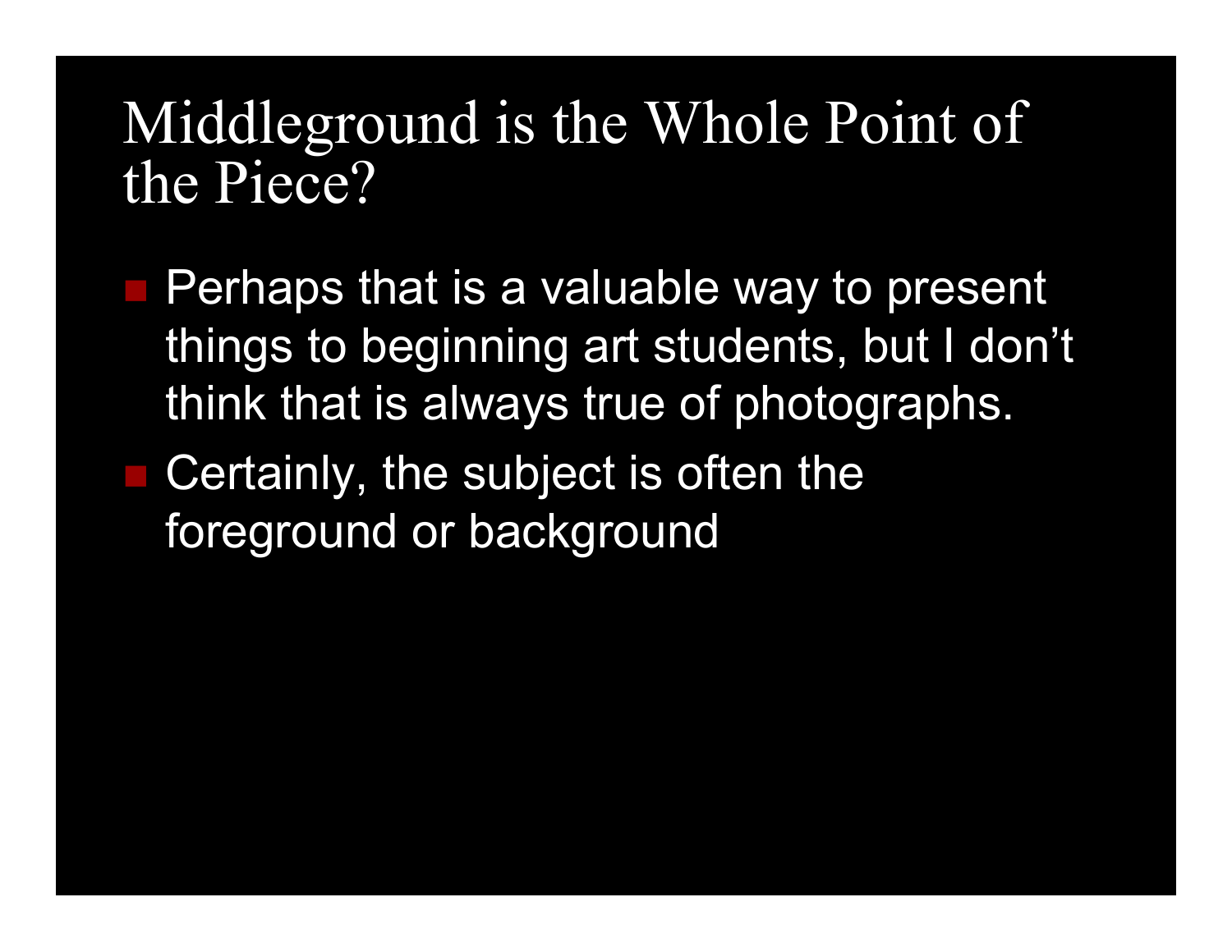# Middleground is the Whole Point of the Piece?

- Perhaps that is a valuable way to present things to beginning art students, but I don't think that is always true of photographs.
- Certainly, the subject is often the foreground or background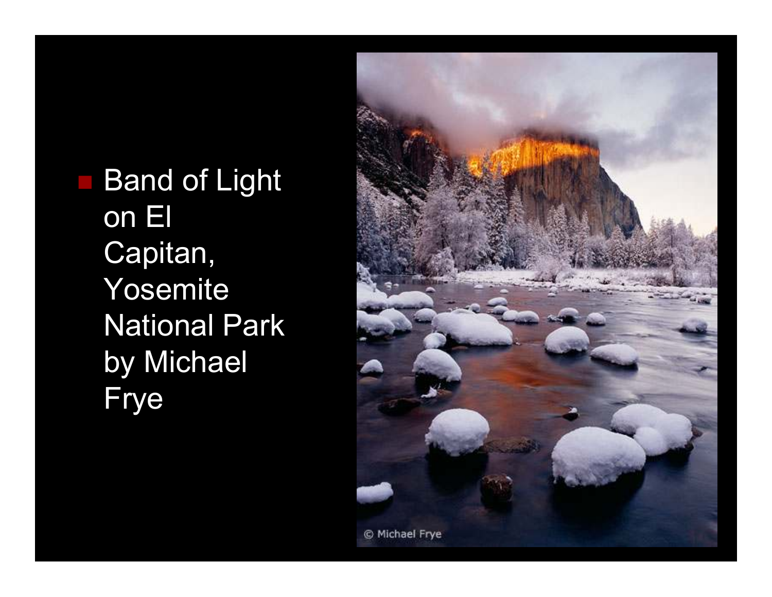- Band of Light on El Capitan, Yosemite National Park by Michael Frye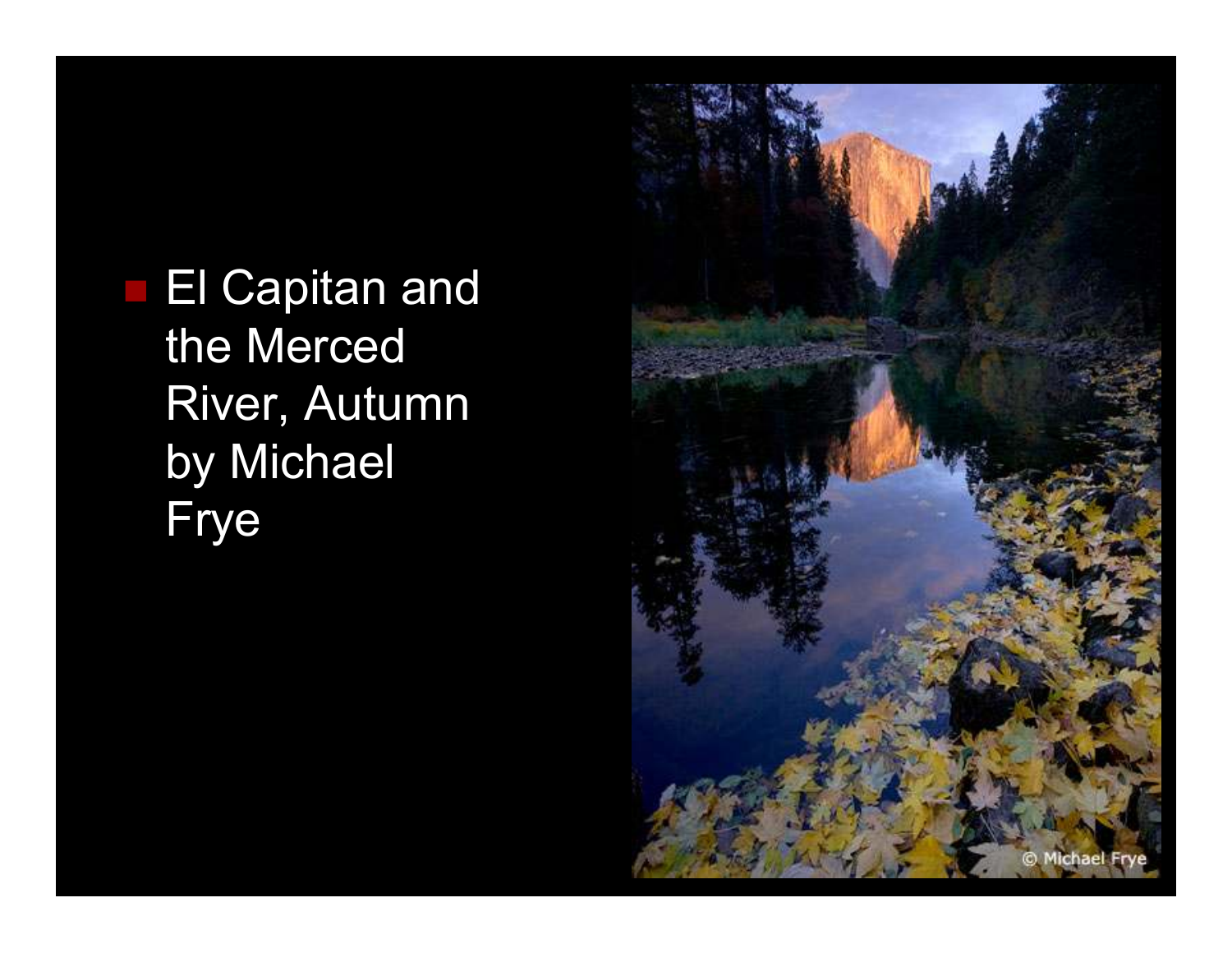- El Capitan and the Merced River, Autumn by Michael Frye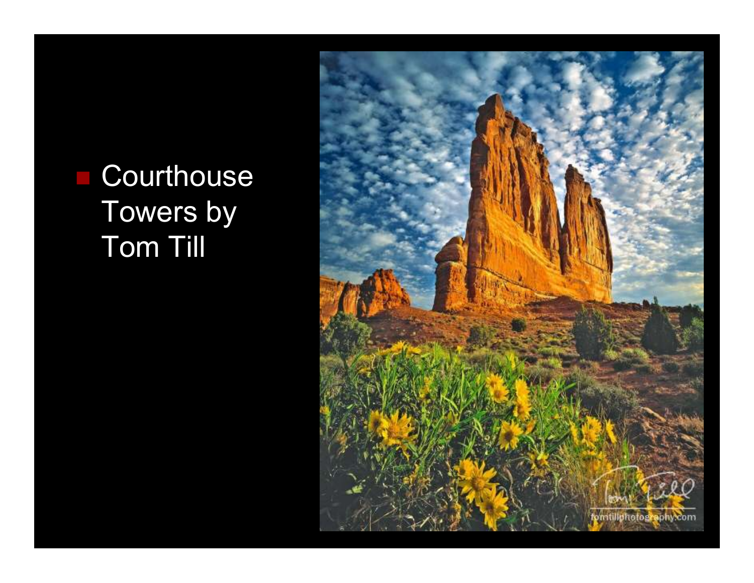- Courthouse Towers by Tom Till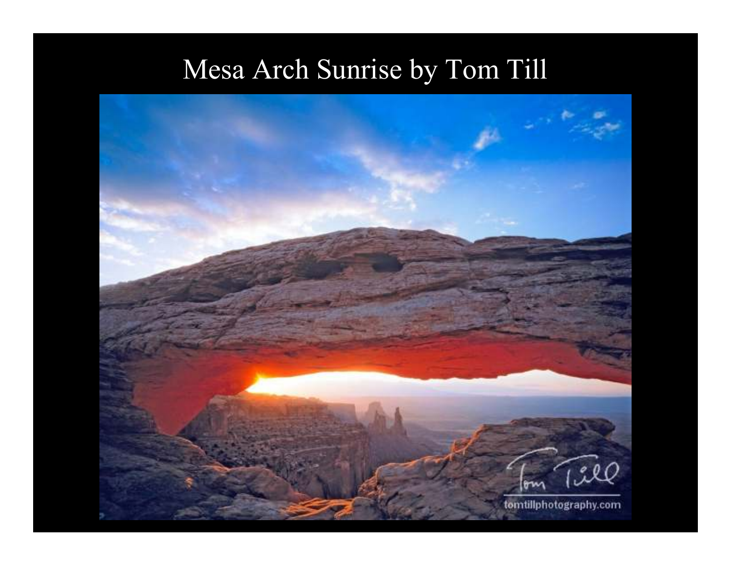# Mesa Arch Sunrise by Tom Till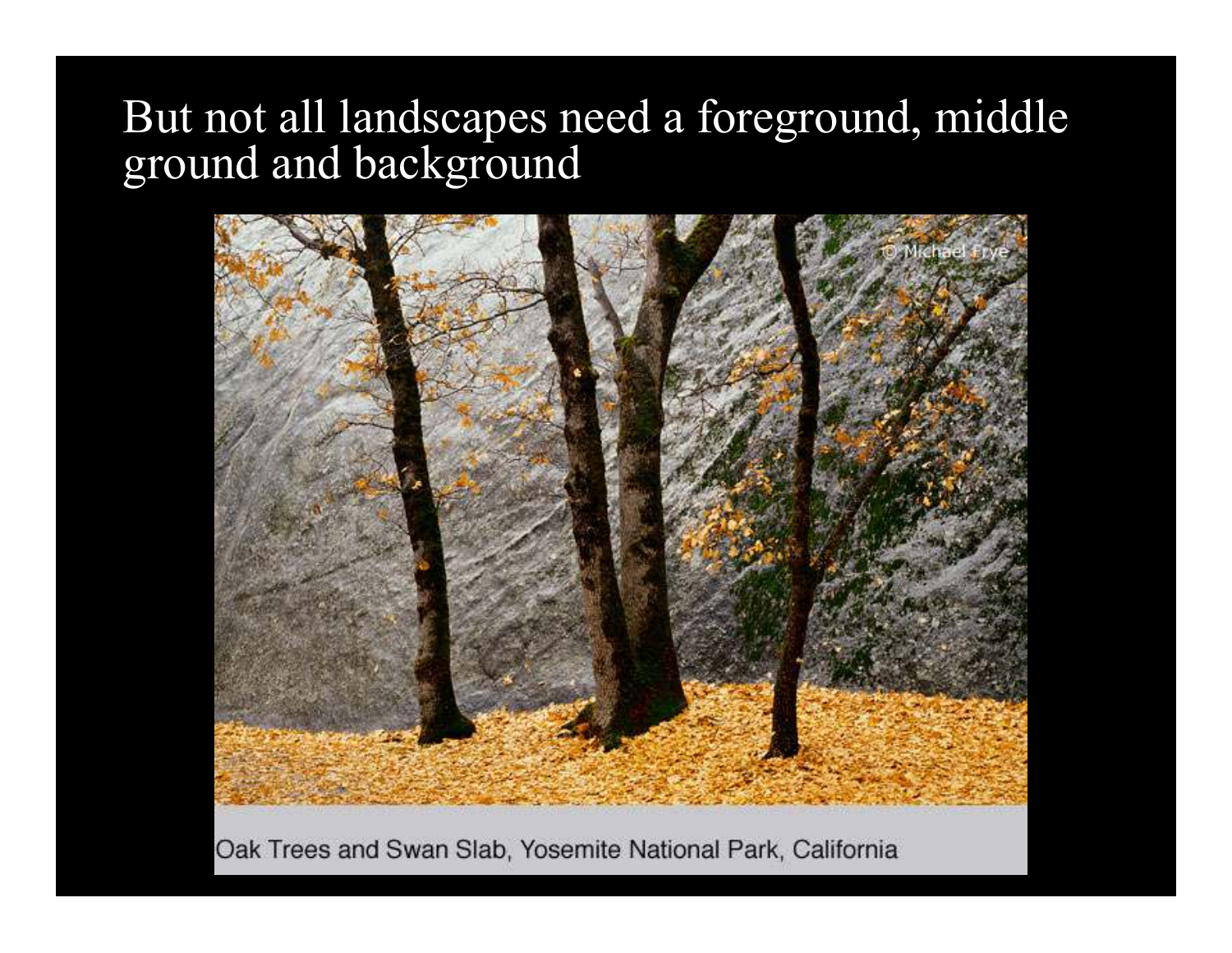# But not all landscapes need a foreground, middle ground and background

Oak Trees and Swan Slab, Yosemite National Park, California